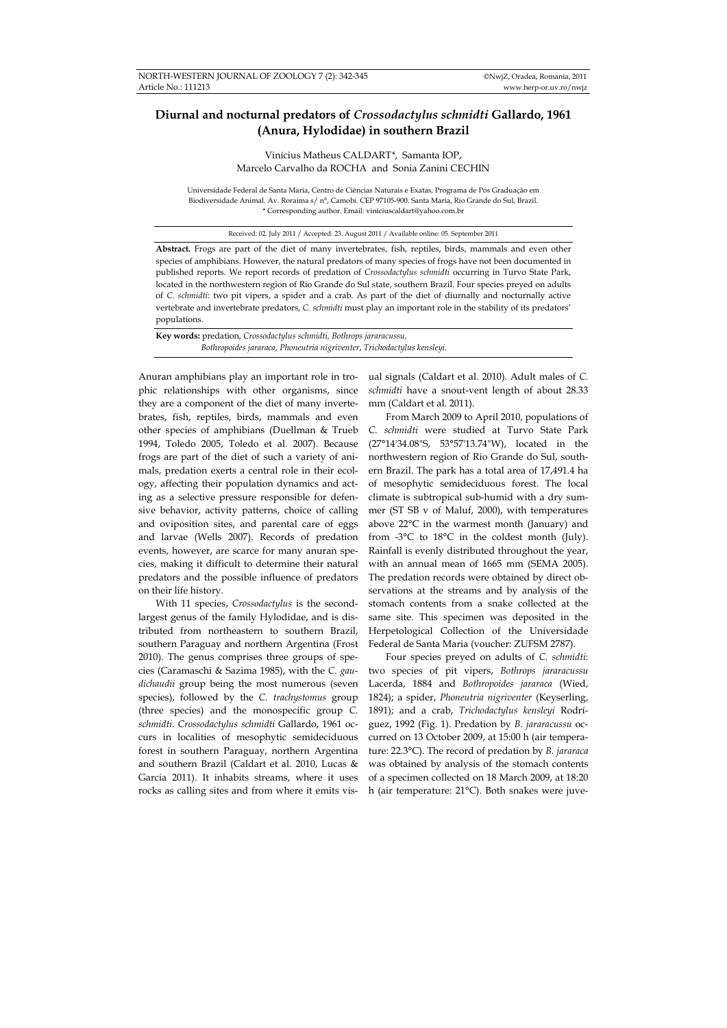# Diurnal and nocturnal predators of *Crossodactylus schmidti* Gallardo, 1961 (Anura, Hylodidae) in southern Brazil

Vinícius Matheus CALDART*, Samanta IOP, Marcelo Carvalho da ROCHA and Sonia Zanini CECHIN

Universidade Federal de Santa Maria, Centro de Ciências Naturais e Exatas, Programa de Pós Graduação em Biodiversidade Animal. Av. Roraima s/ n°, Camobi. CEP 97105-900. Santa Maria, Rio Grande do Sul, Brazil.
* Corresponding author. Email: viniciuscaldart@yahoo.com.br

Received: 02. July 2011 / Accepted: 23. August 2011 / Available online: 05. September 2011

**Abstract.** Frogs are part of the diet of many invertebrates, fish, reptiles, birds, mammals and even other species of amphibians. However, the natural predators of many species of frogs have not been documented in published reports. We report records of predation of *Crossodactylus schmidti* occurring in Turvo State Park, located in the northwestern region of Rio Grande do Sul state, southern Brazil. Four species preyed on adults of *C. schmidti*: two pit vipers, a spider and a crab. As part of the diet of diurnally and nocturnally active vertebrate and invertebrate predators, *C. schmidti* must play an important role in the stability of its predators' populations.

**Key words:** predation, *Crossodactylus schmidti, Bothrops jararacussu, Bothropoides jararaca, Phoneutria nigriventer, Trichodactylus kensleyi.*

Anuran amphibians play an important role in trophic relationships with other organisms, since they are a component of the diet of many invertebrates, fish, reptiles, birds, mammals and even other species of amphibians (Duellman & Trueb 1994, Toledo 2005, Toledo et al. 2007). Because frogs are part of the diet of such a variety of animals, predation exerts a central role in their ecology, affecting their population dynamics and acting as a selective pressure responsible for defensive behavior, activity patterns, choice of calling and oviposition sites, and parental care of eggs and larvae (Wells 2007). Records of predation events, however, are scarce for many anuran species, making it difficult to determine their natural predators and the possible influence of predators on their life history.

With 11 species, *Crossodactylus* is the second-largest genus of the family Hylodidae, and is distributed from northeastern to southern Brazil, southern Paraguay and northern Argentina (Frost 2010). The genus comprises three groups of species (Caramaschi & Sazima 1985), with the *C. gaudichaudii* group being the most numerous (seven species), followed by the *C. trachystomus* group (three species) and the monospecific group *C. schmidti*. *Crossodactylus schmidti* Gallardo, 1961 occurs in localities of mesophytic semideciduous forest in southern Paraguay, northern Argentina and southern Brazil (Caldart et al. 2010, Lucas & Garcia 2011). It inhabits streams, where it uses rocks as calling sites and from where it emits visual signals (Caldart et al. 2010). Adult males of *C. schmidti* have a snout-vent length of about 28.33 mm (Caldart et al. 2011).

From March 2009 to April 2010, populations of *C. schmidti* were studied at Turvo State Park (27°14'34.08"S, 53°57'13.74"W), located in the northwestern region of Rio Grande do Sul, southern Brazil. The park has a total area of 17,491.4 ha of mesophytic semideciduous forest. The local climate is subtropical sub-humid with a dry summer (ST SB v of Maluf, 2000), with temperatures above 22°C in the warmest month (January) and from -3°C to 18°C in the coldest month (July). Rainfall is evenly distributed throughout the year, with an annual mean of 1665 mm (SEMA 2005). The predation records were obtained by direct observations at the streams and by analysis of the stomach contents from a snake collected at the same site. This specimen was deposited in the Herpetological Collection of the Universidade Federal de Santa Maria (voucher: ZUFSM 2787).

Four species preyed on adults of *C. schmidti*: two species of pit vipers, *Bothrops jararacussu* Lacerda, 1884 and *Bothropoides jararaca* (Wied, 1824); a spider, *Phoneutria nigriventer* (Keyserling, 1891); and a crab, *Trichodactylus kensleyi* Rodríguez, 1992 (Fig. 1). Predation by *B. jararacussu* occurred on 13 October 2009, at 15:00 h (air temperature: 22.3°C). The record of predation by *B. jararaca* was obtained by analysis of the stomach contents of a specimen collected on 18 March 2009, at 18:20 h (air temperature: 21°C). Both snakes were juve-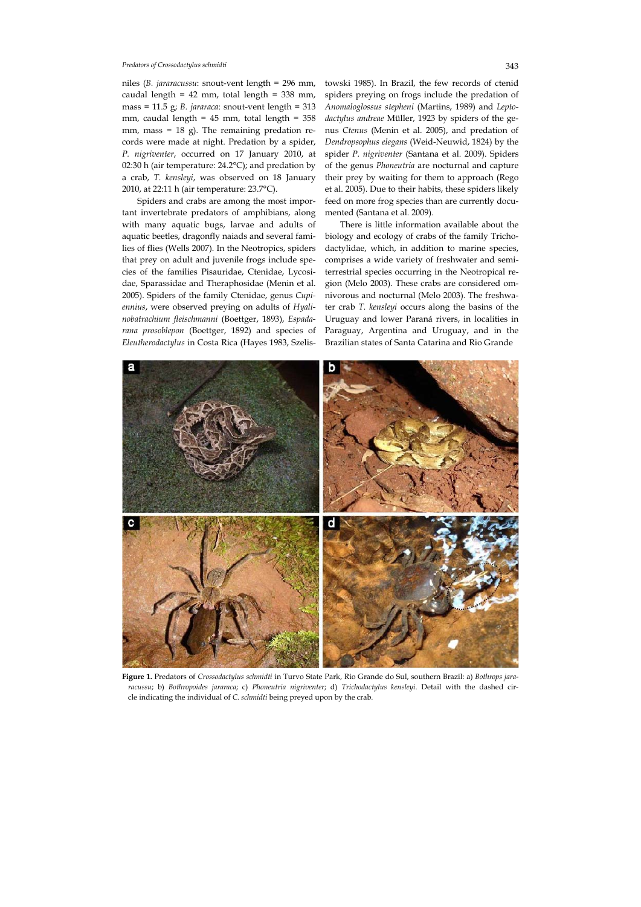niles (*B. jararacussu*: snout-vent length = 296 mm, caudal length = 42 mm, total length = 338 mm, mass = 11.5 g; *B. jararaca*: snout-vent length = 313 mm, caudal length = 45 mm, total length = 358 mm, mass = 18 g). The remaining predation records were made at night. Predation by a spider, *P. nigriventer*, occurred on 17 January 2010, at 02:30 h (air temperature: 24.2°C); and predation by a crab, *T. kensleyi*, was observed on 18 January 2010, at 22:11 h (air temperature: 23.7°C).

Spiders and crabs are among the most important invertebrate predators of amphibians, along with many aquatic bugs, larvae and adults of aquatic beetles, dragonfly naiads and several families of flies (Wells 2007). In the Neotropics, spiders that prey on adult and juvenile frogs include species of the families Pisauridae, Ctenidae, Lycosidae, Sparassidae and Theraphosidae (Menin et al. 2005). Spiders of the family Ctenidae, genus *Cupiennius*, were observed preying on adults of *Hyalinobatrachium fleischmanni* (Boettger, 1893), *Espadarana prosoblepon* (Boettger, 1892) and species of *Eleutherodactylus* in Costa Rica (Hayes 1983, Szelistowski 1985). In Brazil, the few records of ctenid spiders preying on frogs include the predation of *Anomaloglossus stepheni* (Martins, 1989) and *Leptodactylus andreae* Müller, 1923 by spiders of the genus *Ctenus* (Menin et al. 2005), and predation of *Dendropsophus elegans* (Weid-Neuwid, 1824) by the spider *P. nigriventer* (Santana et al. 2009). Spiders of the genus *Phoneutria* are nocturnal and capture their prey by waiting for them to approach (Rego et al. 2005). Due to their habits, these spiders likely feed on more frog species than are currently documented (Santana et al. 2009).

There is little information available about the biology and ecology of crabs of the family Trichodactylidae, which, in addition to marine species, comprises a wide variety of freshwater and semi-terrestrial species occurring in the Neotropical region (Melo 2003). These crabs are considered omnivorous and nocturnal (Melo 2003). The freshwater crab *T. kensleyi* occurs along the basins of the Uruguay and lower Paraná rivers, in localities in Paraguay, Argentina and Uruguay, and in the Brazilian states of Santa Catarina and Rio Grande

**Figure 1.** Predators of *Crossodactylus schmidti* in Turvo State Park, Rio Grande do Sul, southern Brazil: a) *Bothrops jararacussu*; b) *Bothropoides jararaca*; c) *Phoneutria nigriventer*; d) *Trichodactylus kensleyi*. Detail with the dashed circle indicating the individual of *C. schmidti* being preyed upon by the crab.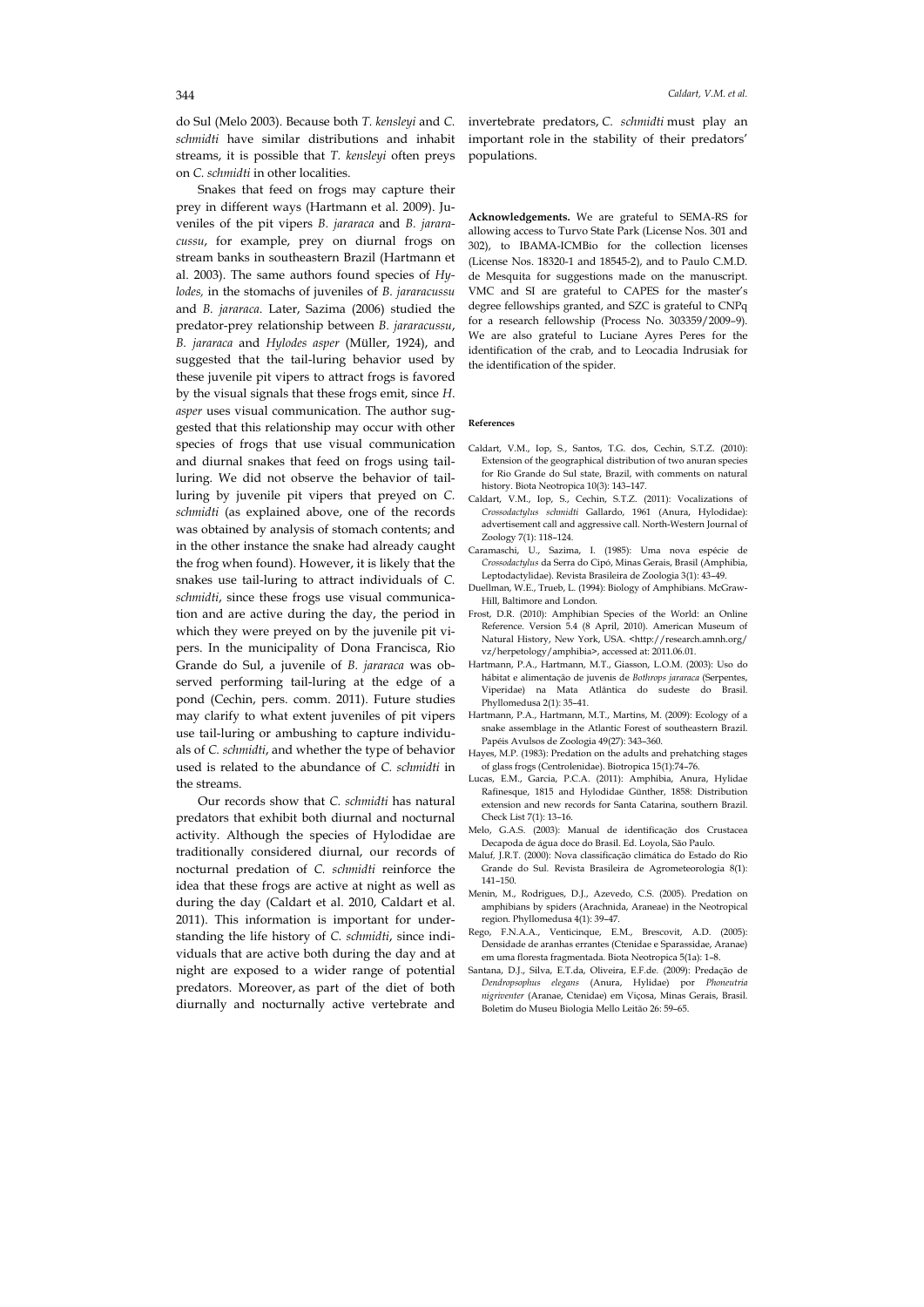do Sul (Melo 2003). Because both *T. kensleyi* and *C. schmidti* have similar distributions and inhabit streams, it is possible that *T. kensleyi* often preys on *C. schmidti* in other localities.

Snakes that feed on frogs may capture their prey in different ways (Hartmann et al. 2009). Juveniles of the pit vipers *B. jararaca* and *B. jararacussu*, for example, prey on diurnal frogs on stream banks in southeastern Brazil (Hartmann et al. 2003). The same authors found species of *Hylodes,* in the stomachs of juveniles of *B. jararacussu* and *B. jararaca.* Later, Sazima (2006) studied the predator-prey relationship between *B. jararacussu*, *B. jararaca* and *Hylodes asper* (Müller, 1924), and suggested that the tail-luring behavior used by these juvenile pit vipers to attract frogs is favored by the visual signals that these frogs emit, since *H. asper* uses visual communication. The author suggested that this relationship may occur with other species of frogs that use visual communication and diurnal snakes that feed on frogs using tail-luring. We did not observe the behavior of tail-luring by juvenile pit vipers that preyed on *C. schmidti* (as explained above, one of the records was obtained by analysis of stomach contents; and in the other instance the snake had already caught the frog when found). However, it is likely that the snakes use tail-luring to attract individuals of *C. schmidti*, since these frogs use visual communication and are active during the day, the period in which they were preyed on by the juvenile pit vipers. In the municipality of Dona Francisca, Rio Grande do Sul, a juvenile of *B. jararaca* was observed performing tail-luring at the edge of a pond (Cechin, pers. comm. 2011). Future studies may clarify to what extent juveniles of pit vipers use tail-luring or ambushing to capture individuals of *C. schmidti*, and whether the type of behavior used is related to the abundance of *C. schmidti* in the streams.

Our records show that *C. schmidti* has natural predators that exhibit both diurnal and nocturnal activity. Although the species of Hylodidae are traditionally considered diurnal, our records of nocturnal predation of *C. schmidti* reinforce the idea that these frogs are active at night as well as during the day (Caldart et al. 2010, Caldart et al. 2011). This information is important for understanding the life history of *C. schmidti*, since individuals that are active both during the day and at night are exposed to a wider range of potential predators. Moreover, as part of the diet of both diurnally and nocturnally active vertebrate and invertebrate predators, *C. schmidti* must play an important role in the stability of their predators' populations.

**Acknowledgements.** We are grateful to SEMA-RS for allowing access to Turvo State Park (License Nos. 301 and 302), to IBAMA-ICMBio for the collection licenses (License Nos. 18320-1 and 18545-2), and to Paulo C.M.D. de Mesquita for suggestions made on the manuscript. VMC and SI are grateful to CAPES for the master's degree fellowships granted, and SZC is grateful to CNPq for a research fellowship (Process No. 303359/2009–9). We are also grateful to Luciane Ayres Peres for the identification of the crab, and to Leocadia Indrusiak for the identification of the spider.

## References

Caldart, V.M., Iop, S., Santos, T.G. dos, Cechin, S.T.Z. (2010): Extension of the geographical distribution of two anuran species for Rio Grande do Sul state, Brazil, with comments on natural history. Biota Neotropica 10(3): 143–147.

Caldart, V.M., Iop, S., Cechin, S.T.Z. (2011): Vocalizations of *Crossodactylus schmidti* Gallardo, 1961 (Anura, Hylodidae): advertisement call and aggressive call. North-Western Journal of Zoology 7(1): 118–124.

Caramaschi, U., Sazima, I. (1985): Uma nova espécie de *Crossodactylus* da Serra do Cipó, Minas Gerais, Brasil (Amphibia, Leptodactylidae). Revista Brasileira de Zoologia 3(1): 43–49.

Duellman, W.E., Trueb, L. (1994): Biology of Amphibians. McGraw-Hill, Baltimore and London.

Frost, D.R. (2010): Amphibian Species of the World: an Online Reference. Version 5.4 (8 April, 2010). American Museum of Natural History, New York, USA. <http://research.amnh.org/vz/herpetology/amphibia>, accessed at: 2011.06.01.

Hartmann, P.A., Hartmann, M.T., Giasson, L.O.M. (2003): Uso do hábitat e alimentação de juvenis de *Bothrops jararaca* (Serpentes, Viperidae) na Mata Atlântica do sudeste do Brasil. Phyllomedusa 2(1): 35–41.

Hartmann, P.A., Hartmann, M.T., Martins, M. (2009): Ecology of a snake assemblage in the Atlantic Forest of southeastern Brazil. Papéis Avulsos de Zoologia 49(27): 343–360.

Hayes, M.P. (1983): Predation on the adults and prehatching stages of glass frogs (Centrolenidae). Biotropica 15(1):74–76.

Lucas, E.M., Garcia, P.C.A. (2011): Amphibia, Anura, Hylidae Rafinesque, 1815 and Hylodidae Günther, 1858: Distribution extension and new records for Santa Catarina, southern Brazil. Check List 7(1): 13–16.

Melo, G.A.S. (2003): Manual de identificação dos Crustacea Decapoda de água doce do Brasil. Ed. Loyola, São Paulo.

Maluf, J.R.T. (2000): Nova classificação climática do Estado do Rio Grande do Sul. Revista Brasileira de Agrometeorologia 8(1): 141–150.

Menin, M., Rodrigues, D.J., Azevedo, C.S. (2005). Predation on amphibians by spiders (Arachnida, Araneae) in the Neotropical region. Phyllomedusa 4(1): 39–47.

Rego, F.N.A.A., Venticinque, E.M., Brescovit, A.D. (2005): Densidade de aranhas errantes (Ctenidae e Sparassidae, Aranae) em uma floresta fragmentada. Biota Neotropica 5(1a): 1–8.

Santana, D.J., Silva, E.T.da, Oliveira, E.F.de. (2009): Predação de *Dendropsophus elegans* (Anura, Hylidae) por *Phoneutria nigriventer* (Aranae, Ctenidae) em Viçosa, Minas Gerais, Brasil. Boletim do Museu Biologia Mello Leitão 26: 59–65.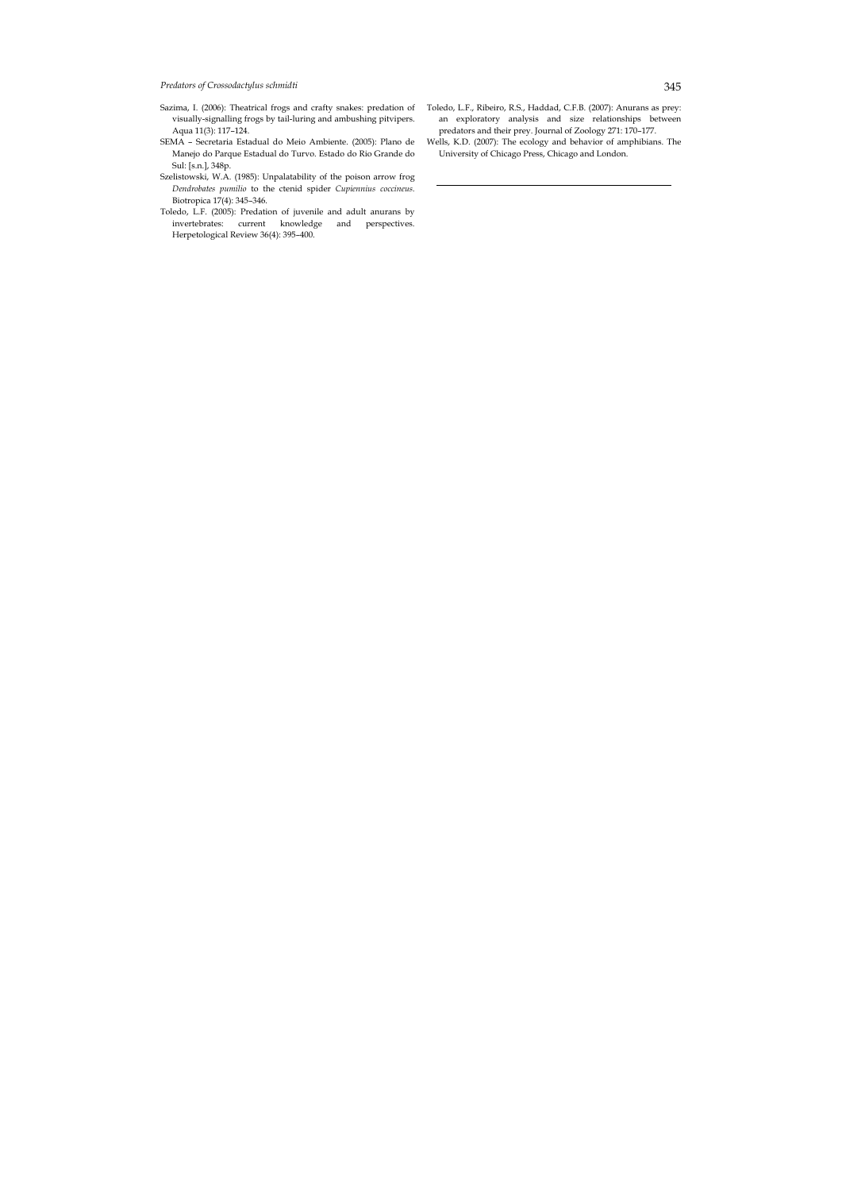Sazima, I. (2006): Theatrical frogs and crafty snakes: predation of visually-signalling frogs by tail-luring and ambushing pitvipers. Aqua 11(3): 117–124.

SEMA – Secretaria Estadual do Meio Ambiente. (2005): Plano de Manejo do Parque Estadual do Turvo. Estado do Rio Grande do Sul: [s.n.], 348p.

Szelistowski, W.A. (1985): Unpalatability of the poison arrow frog *Dendrobates pumilio* to the ctenid spider *Cupiennius coccineus*. Biotropica 17(4): 345–346.

Toledo, L.F. (2005): Predation of juvenile and adult anurans by invertebrates: current knowledge and perspectives. Herpetological Review 36(4): 395–400.

Toledo, L.F., Ribeiro, R.S., Haddad, C.F.B. (2007): Anurans as prey: an exploratory analysis and size relationships between predators and their prey. Journal of Zoology 271: 170–177.

Wells, K.D. (2007): The ecology and behavior of amphibians. The University of Chicago Press, Chicago and London.